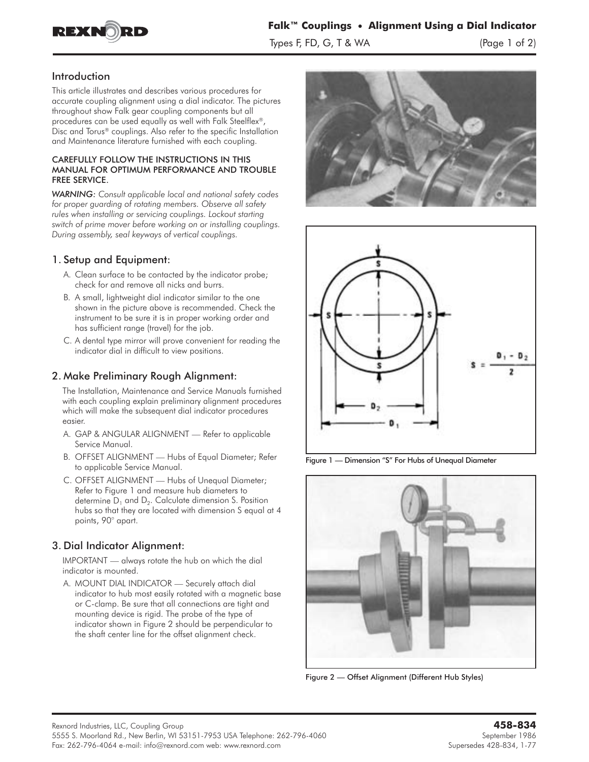## Introduction

This article illustrates and describes various procedures for accurate coupling alignment using a dial indicator. The pictures throughout show Falk gear coupling components but all procedures can be used equally as well with Falk Steelflex®, Disc and Torus® couplings. Also refer to the specific Installation and Maintenance literature furnished with each coupling.

CAREFULLY FOLLOW THE INSTRUCTIONS IN THIS MANUAL FOR OPTIMUM PERFORMANCE AND TROUBLE FREE SERVICE.

*WARNING: Consult applicable local and national safety codes for proper guarding of rotating members. Observe all safety rules when installing or servicing couplings. Lockout starting switch of prime mover before working on or installing couplings. During assembly, seal keyways of vertical couplings.*

## 1. Setup and Equipment:

A. Clean surface to be contacted by the indicator probe; check for and remove all nicks and burrs.

B. A small, lightweight dial indicator similar to the one shown in the picture above is recommended. Check the instrument to be sure it is in proper working order and has sufficient range (travel) for the job.

C. A dental type mirror will prove convenient for reading the indicator dial in difficult to view positions.

## 2. Make Preliminary Rough Alignment:

The Installation, Maintenance and Service Manuals furnished with each coupling explain preliminary alignment procedures which will make the subsequent dial indicator procedures easier.

A. GAP & ANGULAR ALIGNMENT — Refer to applicable Service Manual.

B. OFFSET ALIGNMENT — Hubs of Equal Diameter; Refer to applicable Service Manual.

C. OFFSET ALIGNMENT — Hubs of Unequal Diameter; Refer to Figure 1 and measure hub diameters to determine $D_1$ and $D_2$. Calculate dimension S. Position hubs so that they are located with dimension S equal at 4 points, 90° apart.

## 3. Dial Indicator Alignment:

IMPORTANT — always rotate the hub on which the dial indicator is mounted.

A. MOUNT DIAL INDICATOR — Securely attach dial indicator to hub most easily rotated with a magnetic base or C-clamp. Be sure that all connections are tight and mounting device is rigid. The probe of the type of indicator shown in Figure 2 should be perpendicular to the shaft center line for the offset alignment check.

$$S = \frac{D_1 - D_2}{2}$$

Figure 1 — Dimension "S" For Hubs of Unequal Diameter

Figure 2 — Offset Alignment (Different Hub Styles)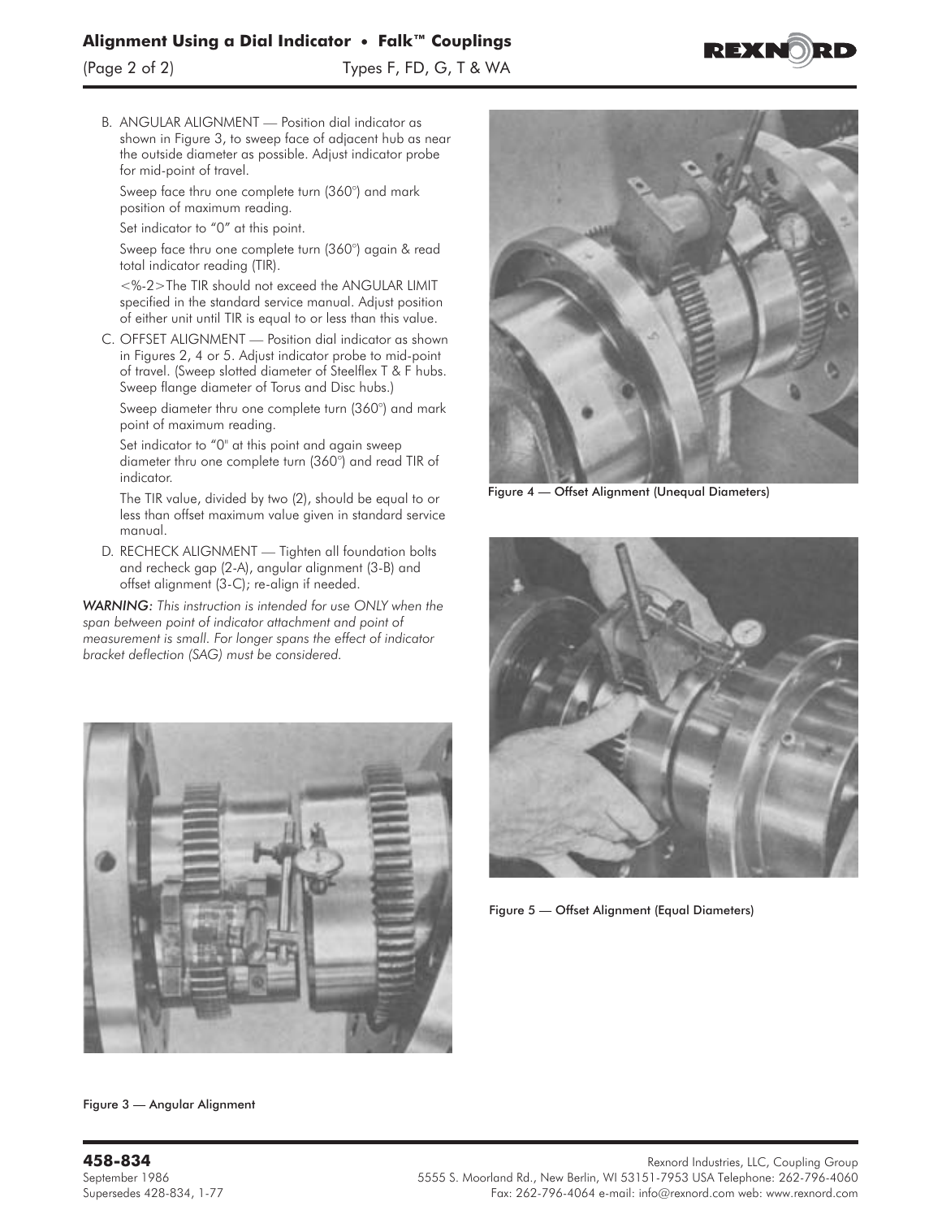B. ANGULAR ALIGNMENT — Position dial indicator as shown in Figure 3, to sweep face of adjacent hub as near the outside diameter as possible. Adjust indicator probe for mid-point of travel.

   Sweep face thru one complete turn (360°) and mark position of maximum reading.

   Set indicator to "0" at this point.

   Sweep face thru one complete turn (360°) again & read total indicator reading (TIR).

   <%-2>The TIR should not exceed the ANGULAR LIMIT specified in the standard service manual. Adjust position of either unit until TIR is equal to or less than this value.

C. OFFSET ALIGNMENT — Position dial indicator as shown in Figures 2, 4 or 5. Adjust indicator probe to mid-point of travel. (Sweep slotted diameter of Steelflex T & F hubs. Sweep flange diameter of Torus and Disc hubs.)

   Sweep diameter thru one complete turn (360°) and mark point of maximum reading.

   Set indicator to "0" at this point and again sweep diameter thru one complete turn (360°) and read TIR of indicator.

   The TIR value, divided by two (2), should be equal to or less than offset maximum value given in standard service manual.

D. RECHECK ALIGNMENT — Tighten all foundation bolts and recheck gap (2-A), angular alignment (3-B) and offset alignment (3-C); re-align if needed.

*WARNING: This instruction is intended for use ONLY when the span between point of indicator attachment and point of measurement is small. For longer spans the effect of indicator bracket deflection (SAG) must be considered.*

Figure 3 — Angular Alignment

Figure 4 — Offset Alignment (Unequal Diameters)

Figure 5 — Offset Alignment (Equal Diameters)

**458-834**
September 1986
Supersedes 428-834, 1-77

Rexnord Industries, LLC, Coupling Group
5555 S. Moorland Rd., New Berlin, WI 53151-7953 USA Telephone: 262-796-4060
Fax: 262-796-4064 e-mail: info@rexnord.com web: www.rexnord.com